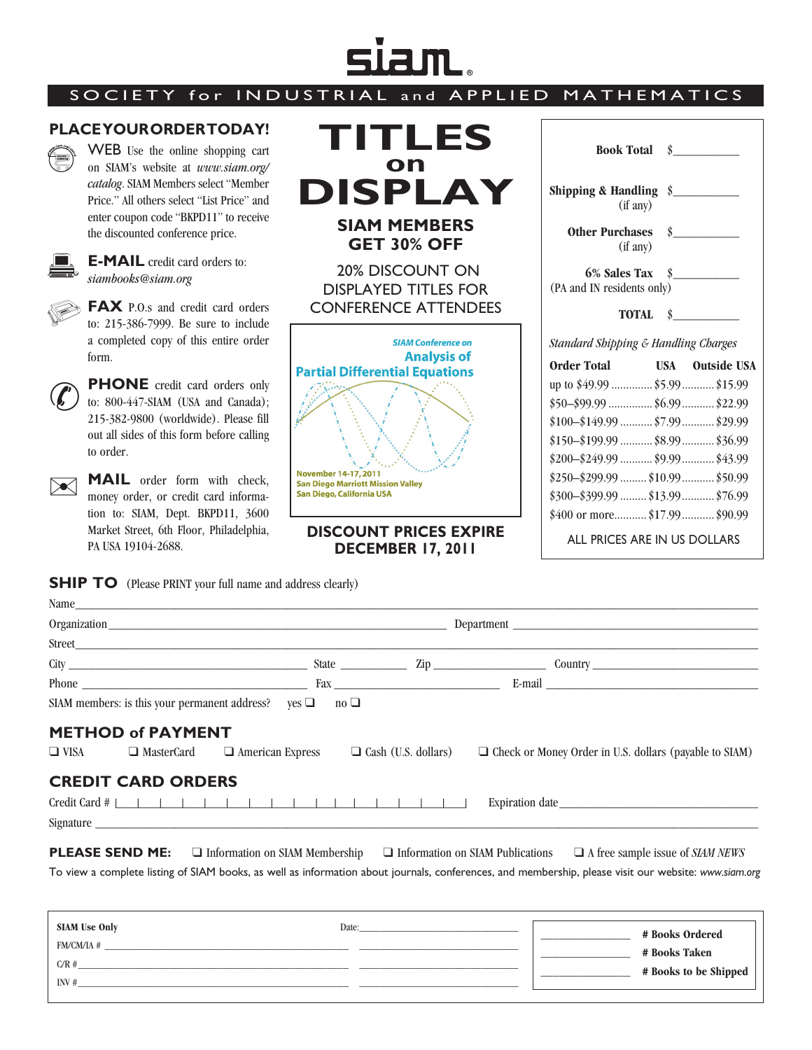# SIAM

SOCIETY for INDUSTRIAL and APPLIED MATHEMATICS

## PLACE YOUR ORDER TODAY!

**WEB** Use the online shopping cart on SIAM's website at *www.siam.org/catalog*. SIAM Members select "Member Price." All others select "List Price" and enter coupon code "BKPD11" to receive the discounted conference price.

**E-MAIL** credit card orders to: *siambooks@siam.org*

**FAX** P.O.s and credit card orders to: 215-386-7999. Be sure to include a completed copy of this entire order form.

**PHONE** credit card orders only to: 800-447-SIAM (USA and Canada); 215-382-9800 (worldwide). Please fill out all sides of this form before calling to order.

**MAIL** order form with check, money order, or credit card information to: SIAM, Dept. BKPD11, 3600 Market Street, 6th Floor, Philadelphia, PA USA 19104-2688.

# TITLES on DISPLAY

## SIAM MEMBERS GET 30% OFF

20% DISCOUNT ON DISPLAYED TITLES FOR CONFERENCE ATTENDEES

*SIAM Conference on*
**Analysis of Partial Differential Equations**
November 14-17, 2011
San Diego Marriott Mission Valley
San Diego, California USA

**DISCOUNT PRICES EXPIRE DECEMBER 17, 2011**

**Book Total** $__________

**Shipping & Handling** (if any) $__________

**Other Purchases** (if any) $__________

**6% Sales Tax** (PA and IN residents only) $__________

**TOTAL** $__________

*Standard Shipping & Handling Charges*

| Order Total | USA | Outside USA |
|---|---|---|
| up to $49.99 | $5.99 | $15.99 |
| $50–$99.99 | $6.99 | $22.99 |
| $100–$149.99 | $7.99 | $29.99 |
| $150–$199.99 | $8.99 | $36.99 |
| $200–$249.99 | $9.99 | $43.99 |
| $250–$299.99 | $10.99 | $50.99 |
| $300–$399.99 | $13.99 | $76.99 |
| $400 or more | $17.99 | $90.99 |

ALL PRICES ARE IN US DOLLARS

## SHIP TO (Please PRINT your full name and address clearly)

Name ____________________

Organization ____________________ Department ____________________

Street ____________________

City ____________________ State ________ Zip ________ Country ____________________

Phone ____________________ Fax ____________________ E-mail ____________________

SIAM members: is this your permanent address? yes ❑ no ❑

## METHOD of PAYMENT

❑ VISA ❑ MasterCard ❑ American Express ❑ Cash (U.S. dollars) ❑ Check or Money Order in U.S. dollars (payable to SIAM)

## CREDIT CARD ORDERS

Credit Card # |_|_|_|_|_|_|_|_|_|_|_|_|_|_|_|_| Expiration date ____________________

Signature ____________________

**PLEASE SEND ME:** ❑ Information on SIAM Membership ❑ Information on SIAM Publications ❑ A free sample issue of *SIAM NEWS*

To view a complete listing of SIAM books, as well as information about journals, conferences, and membership, please visit our website: *www.siam.org*

**SIAM Use Only** Date: ____________________

FM/CM/IA # ____________________

C/R # ____________________

INV # ____________________

________ **# Books Ordered**

________ **# Books Taken**

________ **# Books to be Shipped**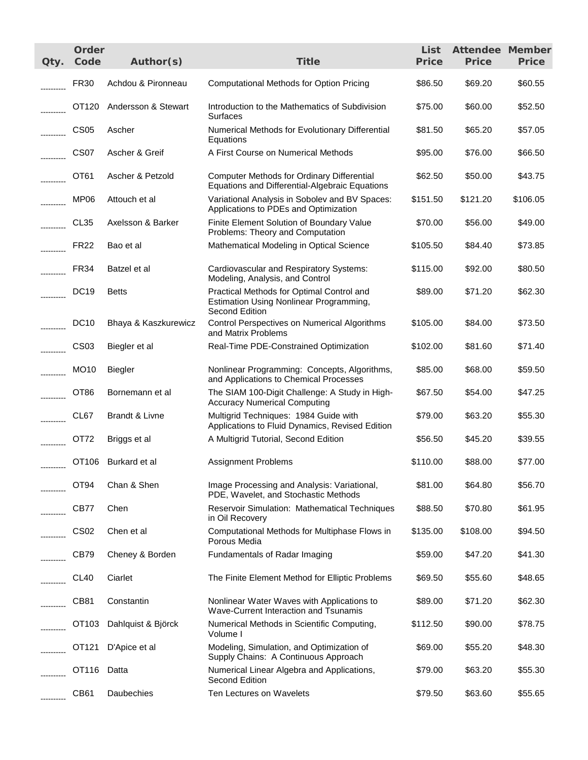| Qty. | Order Code | Author(s) | Title | List Price | Attendee Price | Member Price |
|---|---|---|---|---|---|---|
| ---------- | FR30 | Achdou & Pironneau | Computational Methods for Option Pricing | $86.50 | $69.20 | $60.55 |
| ---------- | OT120 | Andersson & Stewart | Introduction to the Mathematics of Subdivision Surfaces | $75.00 | $60.00 | $52.50 |
| ---------- | CS05 | Ascher | Numerical Methods for Evolutionary Differential Equations | $81.50 | $65.20 | $57.05 |
| ---------- | CS07 | Ascher & Greif | A First Course on Numerical Methods | $95.00 | $76.00 | $66.50 |
| ---------- | OT61 | Ascher & Petzold | Computer Methods for Ordinary Differential Equations and Differential-Algebraic Equations | $62.50 | $50.00 | $43.75 |
| ---------- | MP06 | Attouch et al | Variational Analysis in Sobolev and BV Spaces: Applications to PDEs and Optimization | $151.50 | $121.20 | $106.05 |
| ---------- | CL35 | Axelsson & Barker | Finite Element Solution of Boundary Value Problems: Theory and Computation | $70.00 | $56.00 | $49.00 |
| ---------- | FR22 | Bao et al | Mathematical Modeling in Optical Science | $105.50 | $84.40 | $73.85 |
| ---------- | FR34 | Batzel et al | Cardiovascular and Respiratory Systems: Modeling, Analysis, and Control | $115.00 | $92.00 | $80.50 |
| ---------- | DC19 | Betts | Practical Methods for Optimal Control and Estimation Using Nonlinear Programming, Second Edition | $89.00 | $71.20 | $62.30 |
| ---------- | DC10 | Bhaya & Kaszkurewicz | Control Perspectives on Numerical Algorithms and Matrix Problems | $105.00 | $84.00 | $73.50 |
| ---------- | CS03 | Biegler et al | Real-Time PDE-Constrained Optimization | $102.00 | $81.60 | $71.40 |
| ---------- | MO10 | Biegler | Nonlinear Programming: Concepts, Algorithms, and Applications to Chemical Processes | $85.00 | $68.00 | $59.50 |
| ---------- | OT86 | Bornemann et al | The SIAM 100-Digit Challenge: A Study in High-Accuracy Numerical Computing | $67.50 | $54.00 | $47.25 |
| ---------- | CL67 | Brandt & Livne | Multigrid Techniques: 1984 Guide with Applications to Fluid Dynamics, Revised Edition | $79.00 | $63.20 | $55.30 |
| ---------- | OT72 | Briggs et al | A Multigrid Tutorial, Second Edition | $56.50 | $45.20 | $39.55 |
| ---------- | OT106 | Burkard et al | Assignment Problems | $110.00 | $88.00 | $77.00 |
| ---------- | OT94 | Chan & Shen | Image Processing and Analysis: Variational, PDE, Wavelet, and Stochastic Methods | $81.00 | $64.80 | $56.70 |
| ---------- | CB77 | Chen | Reservoir Simulation: Mathematical Techniques in Oil Recovery | $88.50 | $70.80 | $61.95 |
| ---------- | CS02 | Chen et al | Computational Methods for Multiphase Flows in Porous Media | $135.00 | $108.00 | $94.50 |
| ---------- | CB79 | Cheney & Borden | Fundamentals of Radar Imaging | $59.00 | $47.20 | $41.30 |
| ---------- | CL40 | Ciarlet | The Finite Element Method for Elliptic Problems | $69.50 | $55.60 | $48.65 |
| ---------- | CB81 | Constantin | Nonlinear Water Waves with Applications to Wave-Current Interaction and Tsunamis | $89.00 | $71.20 | $62.30 |
| ---------- | OT103 | Dahlquist & Björck | Numerical Methods in Scientific Computing, Volume I | $112.50 | $90.00 | $78.75 |
| ---------- | OT121 | D'Apice et al | Modeling, Simulation, and Optimization of Supply Chains: A Continuous Approach | $69.00 | $55.20 | $48.30 |
| ---------- | OT116 | Datta | Numerical Linear Algebra and Applications, Second Edition | $79.00 | $63.20 | $55.30 |
| ---------- | CB61 | Daubechies | Ten Lectures on Wavelets | $79.50 | $63.60 | $55.65 |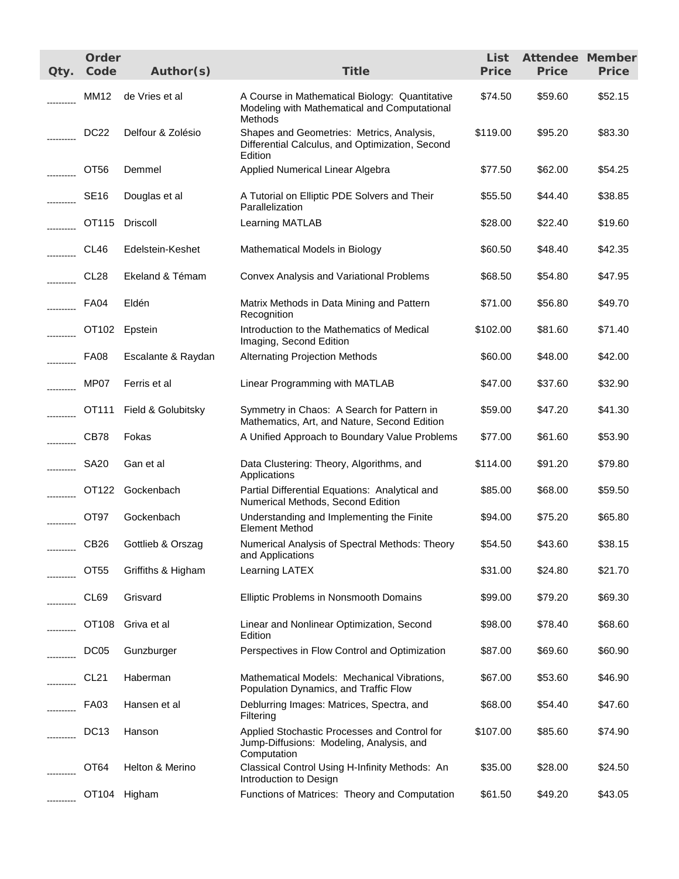| Qty. | Order Code | Author(s) | Title | List Price | Attendee Price | Member Price |
|---|---|---|---|---|---|---|
| ---------- | MM12 | de Vries et al | A Course in Mathematical Biology: Quantitative Modeling with Mathematical and Computational Methods | $74.50 | $59.60 | $52.15 |
| ---------- | DC22 | Delfour & Zolésio | Shapes and Geometries: Metrics, Analysis, Differential Calculus, and Optimization, Second Edition | $119.00 | $95.20 | $83.30 |
| ---------- | OT56 | Demmel | Applied Numerical Linear Algebra | $77.50 | $62.00 | $54.25 |
| ---------- | SE16 | Douglas et al | A Tutorial on Elliptic PDE Solvers and Their Parallelization | $55.50 | $44.40 | $38.85 |
| ---------- | OT115 | Driscoll | Learning MATLAB | $28.00 | $22.40 | $19.60 |
| ---------- | CL46 | Edelstein-Keshet | Mathematical Models in Biology | $60.50 | $48.40 | $42.35 |
| ---------- | CL28 | Ekeland & Témam | Convex Analysis and Variational Problems | $68.50 | $54.80 | $47.95 |
| ---------- | FA04 | Eldén | Matrix Methods in Data Mining and Pattern Recognition | $71.00 | $56.80 | $49.70 |
| ---------- | OT102 | Epstein | Introduction to the Mathematics of Medical Imaging, Second Edition | $102.00 | $81.60 | $71.40 |
| ---------- | FA08 | Escalante & Raydan | Alternating Projection Methods | $60.00 | $48.00 | $42.00 |
| ---------- | MP07 | Ferris et al | Linear Programming with MATLAB | $47.00 | $37.60 | $32.90 |
| ---------- | OT111 | Field & Golubitsky | Symmetry in Chaos: A Search for Pattern in Mathematics, Art, and Nature, Second Edition | $59.00 | $47.20 | $41.30 |
| ---------- | CB78 | Fokas | A Unified Approach to Boundary Value Problems | $77.00 | $61.60 | $53.90 |
| ---------- | SA20 | Gan et al | Data Clustering: Theory, Algorithms, and Applications | $114.00 | $91.20 | $79.80 |
| ---------- | OT122 | Gockenbach | Partial Differential Equations: Analytical and Numerical Methods, Second Edition | $85.00 | $68.00 | $59.50 |
| ---------- | OT97 | Gockenbach | Understanding and Implementing the Finite Element Method | $94.00 | $75.20 | $65.80 |
| ---------- | CB26 | Gottlieb & Orszag | Numerical Analysis of Spectral Methods: Theory and Applications | $54.50 | $43.60 | $38.15 |
| ---------- | OT55 | Griffiths & Higham | Learning LATEX | $31.00 | $24.80 | $21.70 |
| ---------- | CL69 | Grisvard | Elliptic Problems in Nonsmooth Domains | $99.00 | $79.20 | $69.30 |
| ---------- | OT108 | Griva et al | Linear and Nonlinear Optimization, Second Edition | $98.00 | $78.40 | $68.60 |
| ---------- | DC05 | Gunzburger | Perspectives in Flow Control and Optimization | $87.00 | $69.60 | $60.90 |
| ---------- | CL21 | Haberman | Mathematical Models: Mechanical Vibrations, Population Dynamics, and Traffic Flow | $67.00 | $53.60 | $46.90 |
| ---------- | FA03 | Hansen et al | Deblurring Images: Matrices, Spectra, and Filtering | $68.00 | $54.40 | $47.60 |
| ---------- | DC13 | Hanson | Applied Stochastic Processes and Control for Jump-Diffusions: Modeling, Analysis, and Computation | $107.00 | $85.60 | $74.90 |
| ---------- | OT64 | Helton & Merino | Classical Control Using H-Infinity Methods: An Introduction to Design | $35.00 | $28.00 | $24.50 |
| ---------- | OT104 | Higham | Functions of Matrices: Theory and Computation | $61.50 | $49.20 | $43.05 |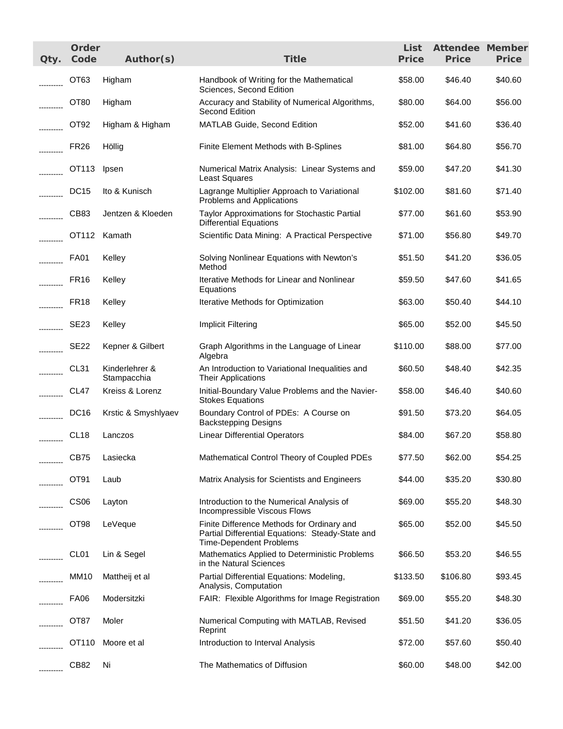| Qty. | Order Code | Author(s) | Title | List Price | Attendee Price | Member Price |
|---|---|---|---|---|---|---|
| ---------- | OT63 | Higham | Handbook of Writing for the Mathematical Sciences, Second Edition | $58.00 | $46.40 | $40.60 |
| ---------- | OT80 | Higham | Accuracy and Stability of Numerical Algorithms, Second Edition | $80.00 | $64.00 | $56.00 |
| ---------- | OT92 | Higham & Higham | MATLAB Guide, Second Edition | $52.00 | $41.60 | $36.40 |
| ---------- | FR26 | Höllig | Finite Element Methods with B-Splines | $81.00 | $64.80 | $56.70 |
| ---------- | OT113 | Ipsen | Numerical Matrix Analysis: Linear Systems and Least Squares | $59.00 | $47.20 | $41.30 |
| ---------- | DC15 | Ito & Kunisch | Lagrange Multiplier Approach to Variational Problems and Applications | $102.00 | $81.60 | $71.40 |
| ---------- | CB83 | Jentzen & Kloeden | Taylor Approximations for Stochastic Partial Differential Equations | $77.00 | $61.60 | $53.90 |
| ---------- | OT112 | Kamath | Scientific Data Mining: A Practical Perspective | $71.00 | $56.80 | $49.70 |
| ---------- | FA01 | Kelley | Solving Nonlinear Equations with Newton's Method | $51.50 | $41.20 | $36.05 |
| ---------- | FR16 | Kelley | Iterative Methods for Linear and Nonlinear Equations | $59.50 | $47.60 | $41.65 |
| ---------- | FR18 | Kelley | Iterative Methods for Optimization | $63.00 | $50.40 | $44.10 |
| ---------- | SE23 | Kelley | Implicit Filtering | $65.00 | $52.00 | $45.50 |
| ---------- | SE22 | Kepner & Gilbert | Graph Algorithms in the Language of Linear Algebra | $110.00 | $88.00 | $77.00 |
| ---------- | CL31 | Kinderlehrer & Stampacchia | An Introduction to Variational Inequalities and Their Applications | $60.50 | $48.40 | $42.35 |
| ---------- | CL47 | Kreiss & Lorenz | Initial-Boundary Value Problems and the Navier-Stokes Equations | $58.00 | $46.40 | $40.60 |
| ---------- | DC16 | Krstic & Smyshlyaev | Boundary Control of PDEs: A Course on Backstepping Designs | $91.50 | $73.20 | $64.05 |
| ---------- | CL18 | Lanczos | Linear Differential Operators | $84.00 | $67.20 | $58.80 |
| ---------- | CB75 | Lasiecka | Mathematical Control Theory of Coupled PDEs | $77.50 | $62.00 | $54.25 |
| ---------- | OT91 | Laub | Matrix Analysis for Scientists and Engineers | $44.00 | $35.20 | $30.80 |
| ---------- | CS06 | Layton | Introduction to the Numerical Analysis of Incompressible Viscous Flows | $69.00 | $55.20 | $48.30 |
| ---------- | OT98 | LeVeque | Finite Difference Methods for Ordinary and Partial Differential Equations: Steady-State and Time-Dependent Problems | $65.00 | $52.00 | $45.50 |
| ---------- | CL01 | Lin & Segel | Mathematics Applied to Deterministic Problems in the Natural Sciences | $66.50 | $53.20 | $46.55 |
| ---------- | MM10 | Mattheij et al | Partial Differential Equations: Modeling, Analysis, Computation | $133.50 | $106.80 | $93.45 |
| ---------- | FA06 | Modersitzki | FAIR: Flexible Algorithms for Image Registration | $69.00 | $55.20 | $48.30 |
| ---------- | OT87 | Moler | Numerical Computing with MATLAB, Revised Reprint | $51.50 | $41.20 | $36.05 |
| ---------- | OT110 | Moore et al | Introduction to Interval Analysis | $72.00 | $57.60 | $50.40 |
| ---------- | CB82 | Ni | The Mathematics of Diffusion | $60.00 | $48.00 | $42.00 |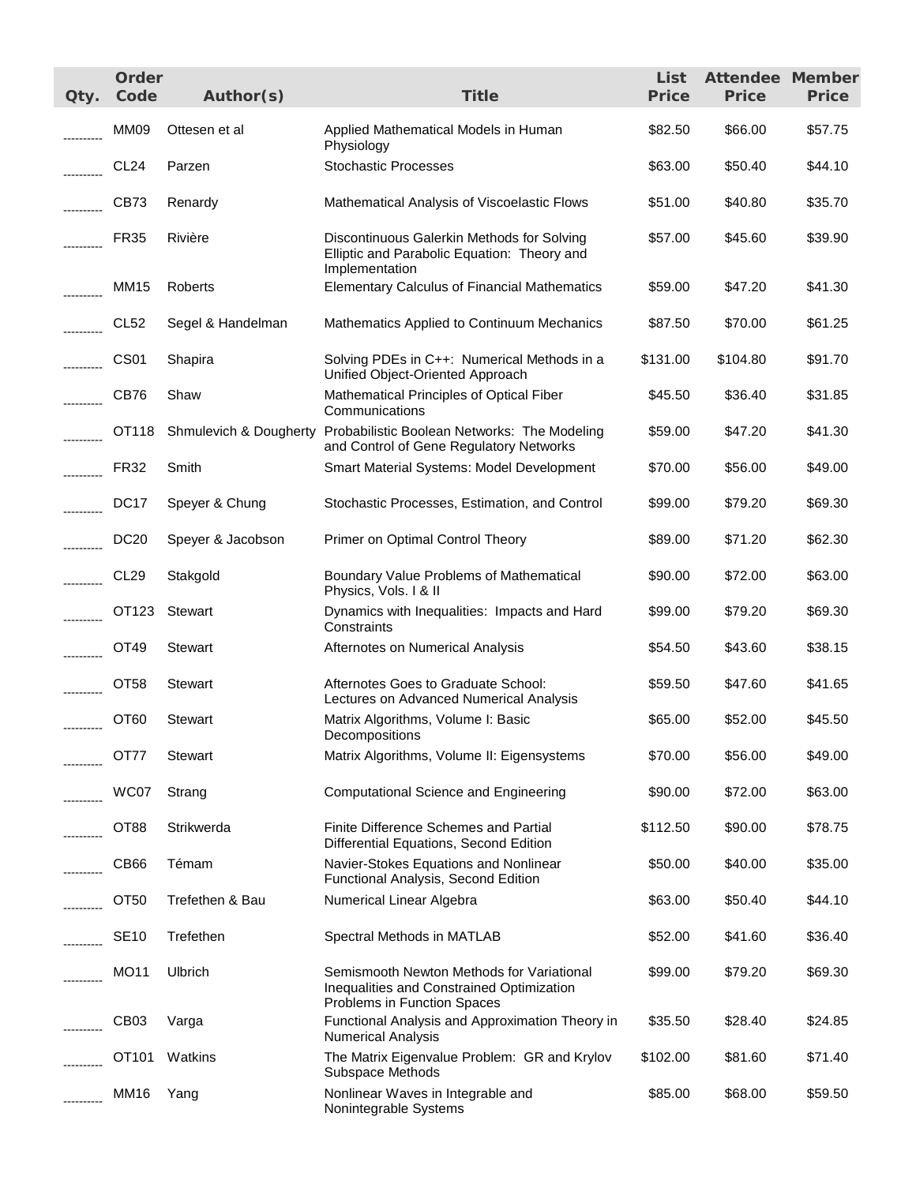| Qty. | Order Code | Author(s) | Title | List Price | Attendee Price | Member Price |
|---|---|---|---|---|---|---|
| ---------- | MM09 | Ottesen et al | Applied Mathematical Models in Human Physiology | $82.50 | $66.00 | $57.75 |
| ---------- | CL24 | Parzen | Stochastic Processes | $63.00 | $50.40 | $44.10 |
| ---------- | CB73 | Renardy | Mathematical Analysis of Viscoelastic Flows | $51.00 | $40.80 | $35.70 |
| ---------- | FR35 | Rivière | Discontinuous Galerkin Methods for Solving Elliptic and Parabolic Equation: Theory and Implementation | $57.00 | $45.60 | $39.90 |
| ---------- | MM15 | Roberts | Elementary Calculus of Financial Mathematics | $59.00 | $47.20 | $41.30 |
| ---------- | CL52 | Segel & Handelman | Mathematics Applied to Continuum Mechanics | $87.50 | $70.00 | $61.25 |
| ---------- | CS01 | Shapira | Solving PDEs in C++: Numerical Methods in a Unified Object-Oriented Approach | $131.00 | $104.80 | $91.70 |
| ---------- | CB76 | Shaw | Mathematical Principles of Optical Fiber Communications | $45.50 | $36.40 | $31.85 |
| ---------- | OT118 | Shmulevich & Dougherty | Probabilistic Boolean Networks: The Modeling and Control of Gene Regulatory Networks | $59.00 | $47.20 | $41.30 |
| ---------- | FR32 | Smith | Smart Material Systems: Model Development | $70.00 | $56.00 | $49.00 |
| ---------- | DC17 | Speyer & Chung | Stochastic Processes, Estimation, and Control | $99.00 | $79.20 | $69.30 |
| ---------- | DC20 | Speyer & Jacobson | Primer on Optimal Control Theory | $89.00 | $71.20 | $62.30 |
| ---------- | CL29 | Stakgold | Boundary Value Problems of Mathematical Physics, Vols. I & II | $90.00 | $72.00 | $63.00 |
| ---------- | OT123 | Stewart | Dynamics with Inequalities: Impacts and Hard Constraints | $99.00 | $79.20 | $69.30 |
| ---------- | OT49 | Stewart | Afternotes on Numerical Analysis | $54.50 | $43.60 | $38.15 |
| ---------- | OT58 | Stewart | Afternotes Goes to Graduate School: Lectures on Advanced Numerical Analysis | $59.50 | $47.60 | $41.65 |
| ---------- | OT60 | Stewart | Matrix Algorithms, Volume I: Basic Decompositions | $65.00 | $52.00 | $45.50 |
| ---------- | OT77 | Stewart | Matrix Algorithms, Volume II: Eigensystems | $70.00 | $56.00 | $49.00 |
| ---------- | WC07 | Strang | Computational Science and Engineering | $90.00 | $72.00 | $63.00 |
| ---------- | OT88 | Strikwerda | Finite Difference Schemes and Partial Differential Equations, Second Edition | $112.50 | $90.00 | $78.75 |
| ---------- | CB66 | Témam | Navier-Stokes Equations and Nonlinear Functional Analysis, Second Edition | $50.00 | $40.00 | $35.00 |
| ---------- | OT50 | Trefethen & Bau | Numerical Linear Algebra | $63.00 | $50.40 | $44.10 |
| ---------- | SE10 | Trefethen | Spectral Methods in MATLAB | $52.00 | $41.60 | $36.40 |
| ---------- | MO11 | Ulbrich | Semismooth Newton Methods for Variational Inequalities and Constrained Optimization Problems in Function Spaces | $99.00 | $79.20 | $69.30 |
| ---------- | CB03 | Varga | Functional Analysis and Approximation Theory in Numerical Analysis | $35.50 | $28.40 | $24.85 |
| ---------- | OT101 | Watkins | The Matrix Eigenvalue Problem: GR and Krylov Subspace Methods | $102.00 | $81.60 | $71.40 |
| ---------- | MM16 | Yang | Nonlinear Waves in Integrable and Nonintegrable Systems | $85.00 | $68.00 | $59.50 |